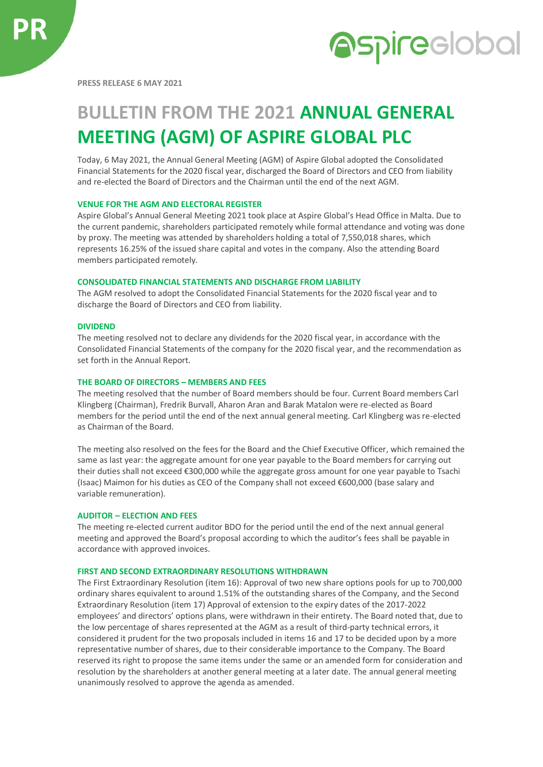PRESS RELEASE 6 MAY 2021

# BULLETIN FROM THE 2021 ANNUAL GENERAL MEETING (AGM) OF ASPIRE GLOBAL PLC

Today, 6 May 2021, the Annual General Meeting (AGM) of Aspire Global adopted the Consolidated Financial Statements for the 2020 fiscal year, discharged the Board of Directors and CEO from liability and re-elected the Board of Directors and the Chairman until the end of the next AGM.

### VENUE FOR THE AGM AND ELECTORAL REGISTER

Aspire Global's Annual General Meeting 2021 took place at Aspire Global's Head Office in Malta. Due to the current pandemic, shareholders participated remotely while formal attendance and voting was done by proxy. The meeting was attended by shareholders holding a total of 7,550,018 shares, which represents 16.25% of the issued share capital and votes in the company. Also the attending Board members participated remotely.

### CONSOLIDATED FINANCIAL STATEMENTS AND DISCHARGE FROM LIABILITY

The AGM resolved to adopt the Consolidated Financial Statements for the 2020 fiscal year and to discharge the Board of Directors and CEO from liability.

### DIVIDEND

The meeting resolved not to declare any dividends for the 2020 fiscal year, in accordance with the Consolidated Financial Statements of the company for the 2020 fiscal year, and the recommendation as set forth in the Annual Report.

### THE BOARD OF DIRECTORS – MEMBERS AND FEES

The meeting resolved that the number of Board members should be four. Current Board members Carl Klingberg (Chairman), Fredrik Burvall, Aharon Aran and Barak Matalon were re-elected as Board members for the period until the end of the next annual general meeting. Carl Klingberg was re-elected as Chairman of the Board.

The meeting also resolved on the fees for the Board and the Chief Executive Officer, which remained the same as last year: the aggregate amount for one year payable to the Board members for carrying out their duties shall not exceed €300,000 while the aggregate gross amount for one year payable to Tsachi (Isaac) Maimon for his duties as CEO of the Company shall not exceed €600,000 (base salary and variable remuneration).

### AUDITOR – ELECTION AND FEES

The meeting re-elected current auditor BDO for the period until the end of the next annual general meeting and approved the Board's proposal according to which the auditor's fees shall be payable in accordance with approved invoices.

### FIRST AND SECOND EXTRAORDINARY RESOLUTIONS WITHDRAWN

The First Extraordinary Resolution (item 16): Approval of two new share options pools for up to 700,000 ordinary shares equivalent to around 1.51% of the outstanding shares of the Company, and the Second Extraordinary Resolution (item 17) Approval of extension to the expiry dates of the 2017-2022 employees' and directors' options plans, were withdrawn in their entirety. The Board noted that, due to the low percentage of shares represented at the AGM as a result of third-party technical errors, it considered it prudent for the two proposals included in items 16 and 17 to be decided upon by a more representative number of shares, due to their considerable importance to the Company. The Board reserved its right to propose the same items under the same or an amended form for consideration and resolution by the shareholders at another general meeting at a later date. The annual general meeting unanimously resolved to approve the agenda as amended.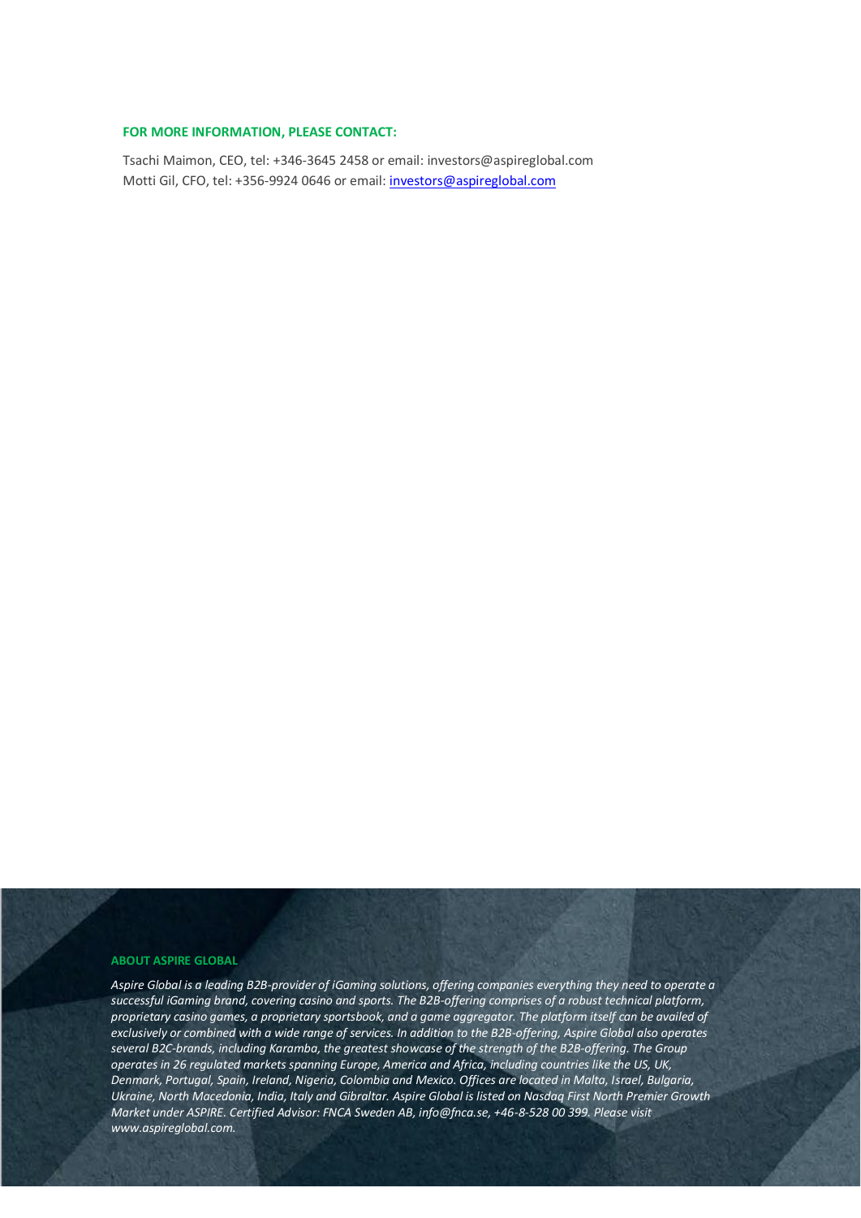**FOR MORE INFORMATION, PLEASE CONTACT:**

Tsachi Maimon, CEO, tel: +346-3645 2458 or email: investors@aspireglobal.com
Motti Gil, CFO, tel: +356-9924 0646 or email: investors@aspireglobal.com

**ABOUT ASPIRE GLOBAL**

*Aspire Global is a leading B2B-provider of iGaming solutions, offering companies everything they need to operate a successful iGaming brand, covering casino and sports. The B2B-offering comprises of a robust technical platform, proprietary casino games, a proprietary sportsbook, and a game aggregator. The platform itself can be availed of exclusively or combined with a wide range of services. In addition to the B2B-offering, Aspire Global also operates several B2C-brands, including Karamba, the greatest showcase of the strength of the B2B-offering. The Group operates in 26 regulated markets spanning Europe, America and Africa, including countries like the US, UK, Denmark, Portugal, Spain, Ireland, Nigeria, Colombia and Mexico. Offices are located in Malta, Israel, Bulgaria, Ukraine, North Macedonia, India, Italy and Gibraltar. Aspire Global is listed on Nasdaq First North Premier Growth Market under ASPIRE. Certified Advisor: FNCA Sweden AB, info@fnca.se, +46-8-528 00 399. Please visit www.aspireglobal.com.*